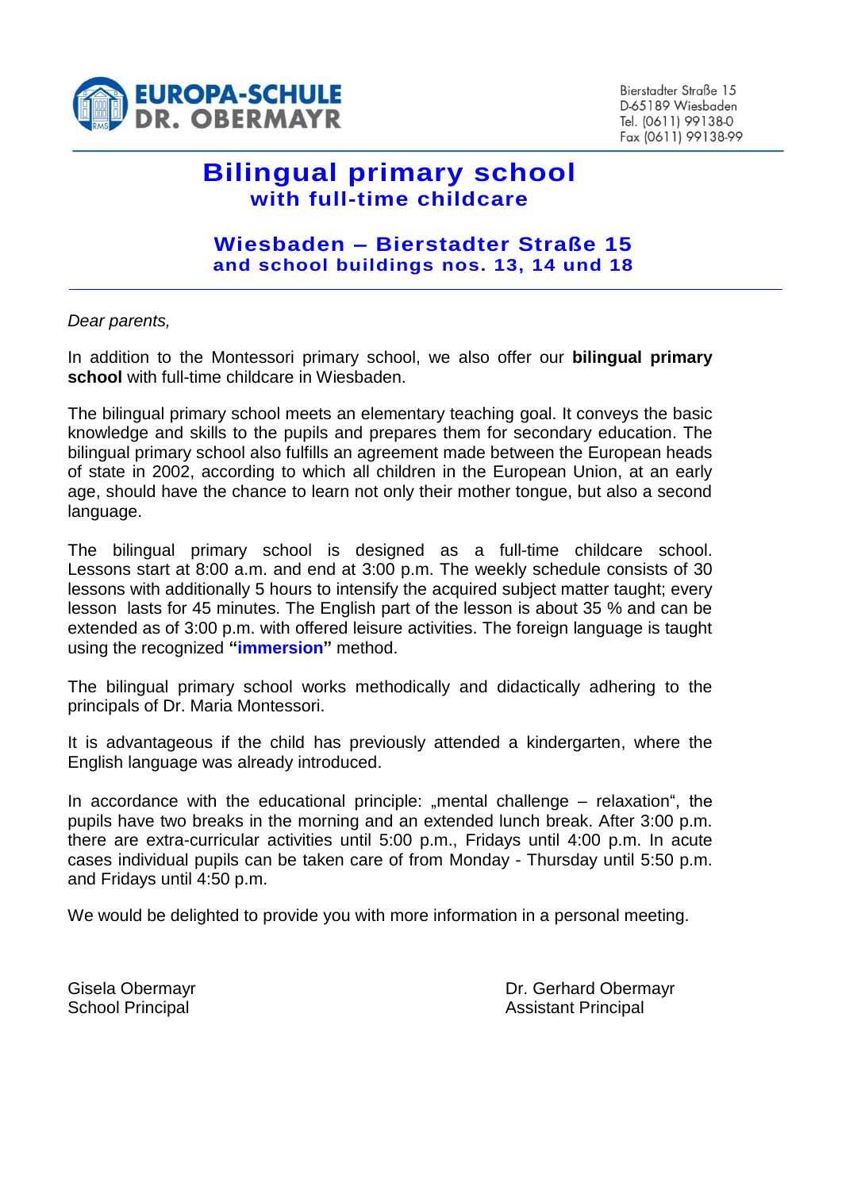**EUROPA-SCHULE DR. OBERMAYR**

Bierstadter Straße 15
D-65189 Wiesbaden
Tel. (0611) 99138-0
Fax (0611) 99138-99

# Bilingual primary school
## with full-time childcare

### Wiesbaden – Bierstadter Straße 15
### and school buildings nos. 13, 14 und 18

*Dear parents,*

In addition to the Montessori primary school, we also offer our **bilingual primary school** with full-time childcare in Wiesbaden.

The bilingual primary school meets an elementary teaching goal. It conveys the basic knowledge and skills to the pupils and prepares them for secondary education. The bilingual primary school also fulfills an agreement made between the European heads of state in 2002, according to which all children in the European Union, at an early age, should have the chance to learn not only their mother tongue, but also a second language.

The bilingual primary school is designed as a full-time childcare school. Lessons start at 8:00 a.m. and end at 3:00 p.m. The weekly schedule consists of 30 lessons with additionally 5 hours to intensify the acquired subject matter taught; every lesson lasts for 45 minutes. The English part of the lesson is about 35 % and can be extended as of 3:00 p.m. with offered leisure activities. The foreign language is taught using the recognized **"immersion"** method.

The bilingual primary school works methodically and didactically adhering to the principals of Dr. Maria Montessori.

It is advantageous if the child has previously attended a kindergarten, where the English language was already introduced.

In accordance with the educational principle: „mental challenge – relaxation“, the pupils have two breaks in the morning and an extended lunch break. After 3:00 p.m. there are extra-curricular activities until 5:00 p.m., Fridays until 4:00 p.m. In acute cases individual pupils can be taken care of from Monday - Thursday until 5:50 p.m. and Fridays until 4:50 p.m.

We would be delighted to provide you with more information in a personal meeting.

Gisela Obermayr
School Principal

Dr. Gerhard Obermayr
Assistant Principal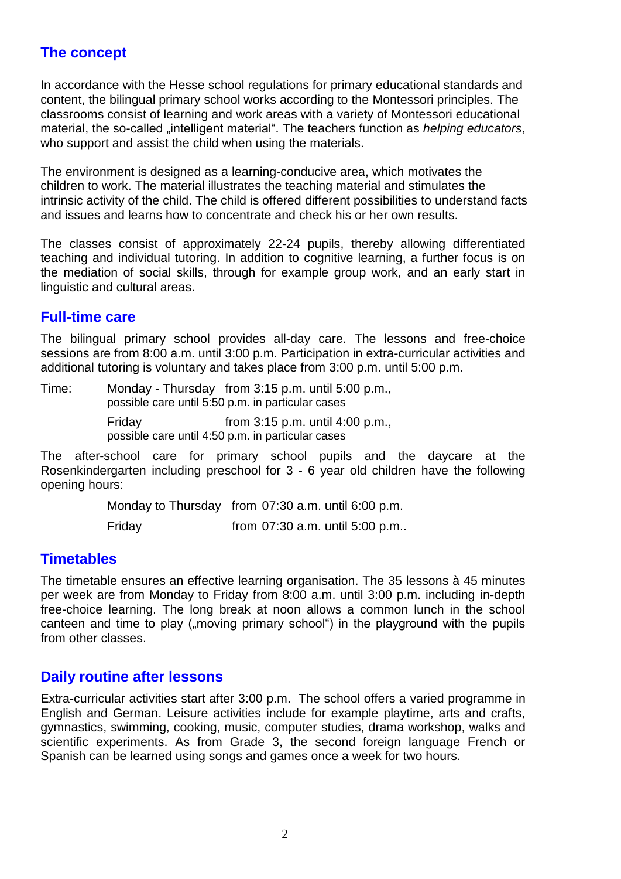## The concept

In accordance with the Hesse school regulations for primary educational standards and content, the bilingual primary school works according to the Montessori principles. The classrooms consist of learning and work areas with a variety of Montessori educational material, the so-called „intelligent material". The teachers function as *helping educators*, who support and assist the child when using the materials.

The environment is designed as a learning-conducive area, which motivates the children to work. The material illustrates the teaching material and stimulates the intrinsic activity of the child. The child is offered different possibilities to understand facts and issues and learns how to concentrate and check his or her own results.

The classes consist of approximately 22-24 pupils, thereby allowing differentiated teaching and individual tutoring. In addition to cognitive learning, a further focus is on the mediation of social skills, through for example group work, and an early start in linguistic and cultural areas.

## Full-time care

The bilingual primary school provides all-day care. The lessons and free-choice sessions are from 8:00 a.m. until 3:00 p.m. Participation in extra-curricular activities and additional tutoring is voluntary and takes place from 3:00 p.m. until 5:00 p.m.

Time: Monday - Thursday from 3:15 p.m. until 5:00 p.m.,
possible care until 5:50 p.m. in particular cases

Friday from 3:15 p.m. until 4:00 p.m.,
possible care until 4:50 p.m. in particular cases

The after-school care for primary school pupils and the daycare at the Rosenkindergarten including preschool for 3 - 6 year old children have the following opening hours:

Monday to Thursday from 07:30 a.m. until 6:00 p.m.

Friday from 07:30 a.m. until 5:00 p.m..

## Timetables

The timetable ensures an effective learning organisation. The 35 lessons à 45 minutes per week are from Monday to Friday from 8:00 a.m. until 3:00 p.m. including in-depth free-choice learning. The long break at noon allows a common lunch in the school canteen and time to play („moving primary school") in the playground with the pupils from other classes.

## Daily routine after lessons

Extra-curricular activities start after 3:00 p.m. The school offers a varied programme in English and German. Leisure activities include for example playtime, arts and crafts, gymnastics, swimming, cooking, music, computer studies, drama workshop, walks and scientific experiments. As from Grade 3, the second foreign language French or Spanish can be learned using songs and games once a week for two hours.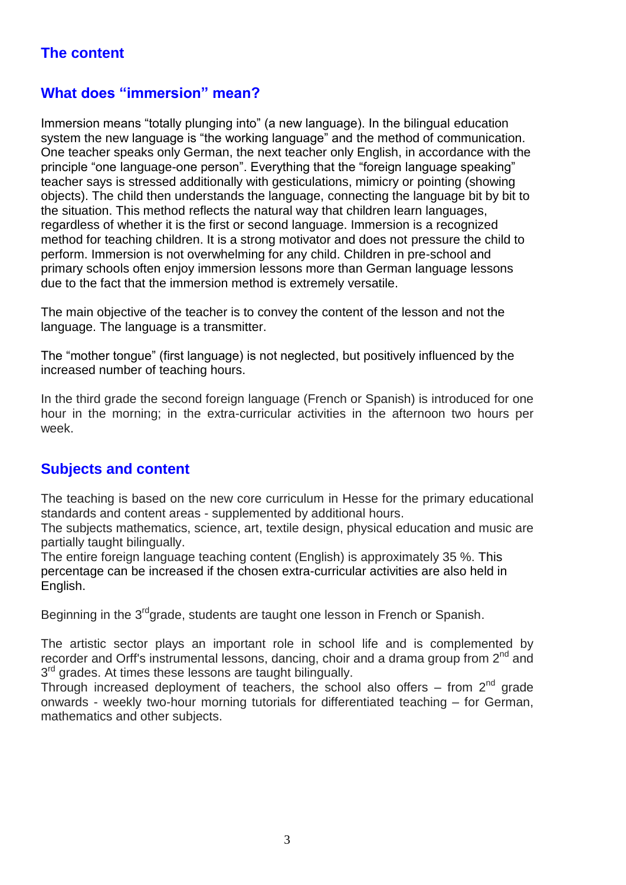## The content

## What does "immersion" mean?

Immersion means "totally plunging into" (a new language). In the bilingual education system the new language is "the working language" and the method of communication. One teacher speaks only German, the next teacher only English, in accordance with the principle "one language-one person". Everything that the "foreign language speaking" teacher says is stressed additionally with gesticulations, mimicry or pointing (showing objects). The child then understands the language, connecting the language bit by bit to the situation. This method reflects the natural way that children learn languages, regardless of whether it is the first or second language. Immersion is a recognized method for teaching children. It is a strong motivator and does not pressure the child to perform. Immersion is not overwhelming for any child. Children in pre-school and primary schools often enjoy immersion lessons more than German language lessons due to the fact that the immersion method is extremely versatile.

The main objective of the teacher is to convey the content of the lesson and not the language. The language is a transmitter.

The "mother tongue" (first language) is not neglected, but positively influenced by the increased number of teaching hours.

In the third grade the second foreign language (French or Spanish) is introduced for one hour in the morning; in the extra-curricular activities in the afternoon two hours per week.

## Subjects and content

The teaching is based on the new core curriculum in Hesse for the primary educational standards and content areas - supplemented by additional hours.
The subjects mathematics, science, art, textile design, physical education and music are partially taught bilingually.
The entire foreign language teaching content (English) is approximately 35 %. This percentage can be increased if the chosen extra-curricular activities are also held in English.

Beginning in the 3rd grade, students are taught one lesson in French or Spanish.

The artistic sector plays an important role in school life and is complemented by recorder and Orff's instrumental lessons, dancing, choir and a drama group from 2nd and 3rd grades. At times these lessons are taught bilingually.
Through increased deployment of teachers, the school also offers – from 2nd grade onwards - weekly two-hour morning tutorials for differentiated teaching – for German, mathematics and other subjects.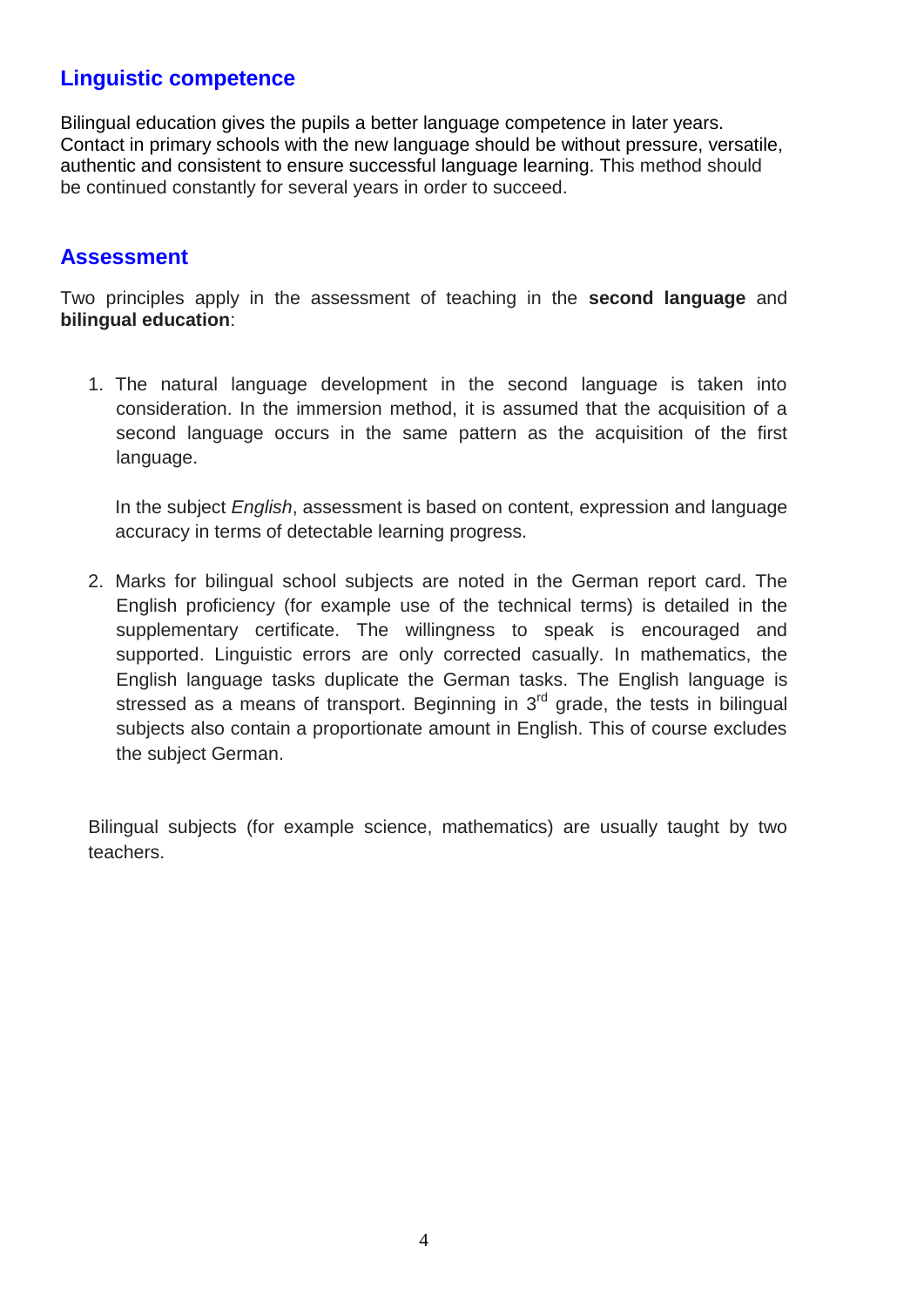## Linguistic competence

Bilingual education gives the pupils a better language competence in later years. Contact in primary schools with the new language should be without pressure, versatile, authentic and consistent to ensure successful language learning. This method should be continued constantly for several years in order to succeed.

## Assessment

Two principles apply in the assessment of teaching in the **second language** and **bilingual education**:

1. The natural language development in the second language is taken into consideration. In the immersion method, it is assumed that the acquisition of a second language occurs in the same pattern as the acquisition of the first language.

   In the subject *English*, assessment is based on content, expression and language accuracy in terms of detectable learning progress.

2. Marks for bilingual school subjects are noted in the German report card. The English proficiency (for example use of the technical terms) is detailed in the supplementary certificate. The willingness to speak is encouraged and supported. Linguistic errors are only corrected casually. In mathematics, the English language tasks duplicate the German tasks. The English language is stressed as a means of transport. Beginning in 3rd grade, the tests in bilingual subjects also contain a proportionate amount in English. This of course excludes the subject German.

Bilingual subjects (for example science, mathematics) are usually taught by two teachers.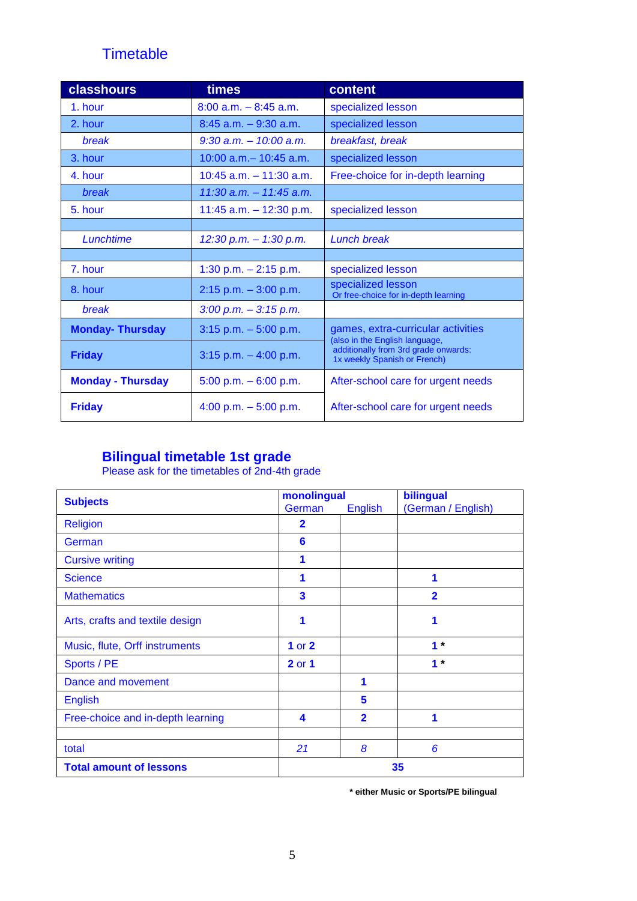## Timetable

| classhours | times | content |
|---|---|---|
| 1. hour | 8:00 a.m. – 8:45 a.m. | specialized lesson |
| 2. hour | 8:45 a.m. – 9:30 a.m. | specialized lesson |
| *break* | *9:30 a.m. – 10:00 a.m.* | *breakfast, break* |
| 3. hour | 10:00 a.m.– 10:45 a.m. | specialized lesson |
| 4. hour | 10:45 a.m. – 11:30 a.m. | Free-choice for in-depth learning |
| *break* | *11:30 a.m. – 11:45 a.m.* | |
| 5. hour | 11:45 a.m. – 12:30 p.m. | specialized lesson |
| | | |
| *Lunchtime* | *12:30 p.m. – 1:30 p.m.* | *Lunch break* |
| | | |
| 7. hour | 1:30 p.m. – 2:15 p.m. | specialized lesson |
| 8. hour | 2:15 p.m. – 3:00 p.m. | specialized lesson Or free-choice for in-depth learning |
| *break* | *3:00 p.m. – 3:15 p.m.* | |
| **Monday- Thursday** | 3:15 p.m. – 5:00 p.m. | games, extra-curricular activities (also in the English language, additionally from 3rd grade onwards: 1x weekly Spanish or French) |
| **Friday** | 3:15 p.m. – 4:00 p.m. | |
| **Monday - Thursday** | 5:00 p.m. – 6:00 p.m. | After-school care for urgent needs |
| **Friday** | 4:00 p.m. – 5:00 p.m. | After-school care for urgent needs |

## Bilingual timetable 1st grade

Please ask for the timetables of 2nd-4th grade

| **Subjects** | **monolingual** German | English | **bilingual** (German / English) |
|---|---|---|---|
| Religion | **2** | | |
| German | **6** | | |
| Cursive writing | **1** | | |
| Science | **1** | | **1** |
| Mathematics | **3** | | **2** |
| Arts, crafts and textile design | **1** | | **1** |
| Music, flute, Orff instruments | **1** or **2** | | **1 \*** |
| Sports / PE | **2** or **1** | | **1 \*** |
| Dance and movement | | **1** | |
| English | | **5** | |
| Free-choice and in-depth learning | **4** | **2** | **1** |
| | | | |
| total | *21* | *8* | *6* |
| **Total amount of lessons** | **35** | | |

**\* either Music or Sports/PE bilingual**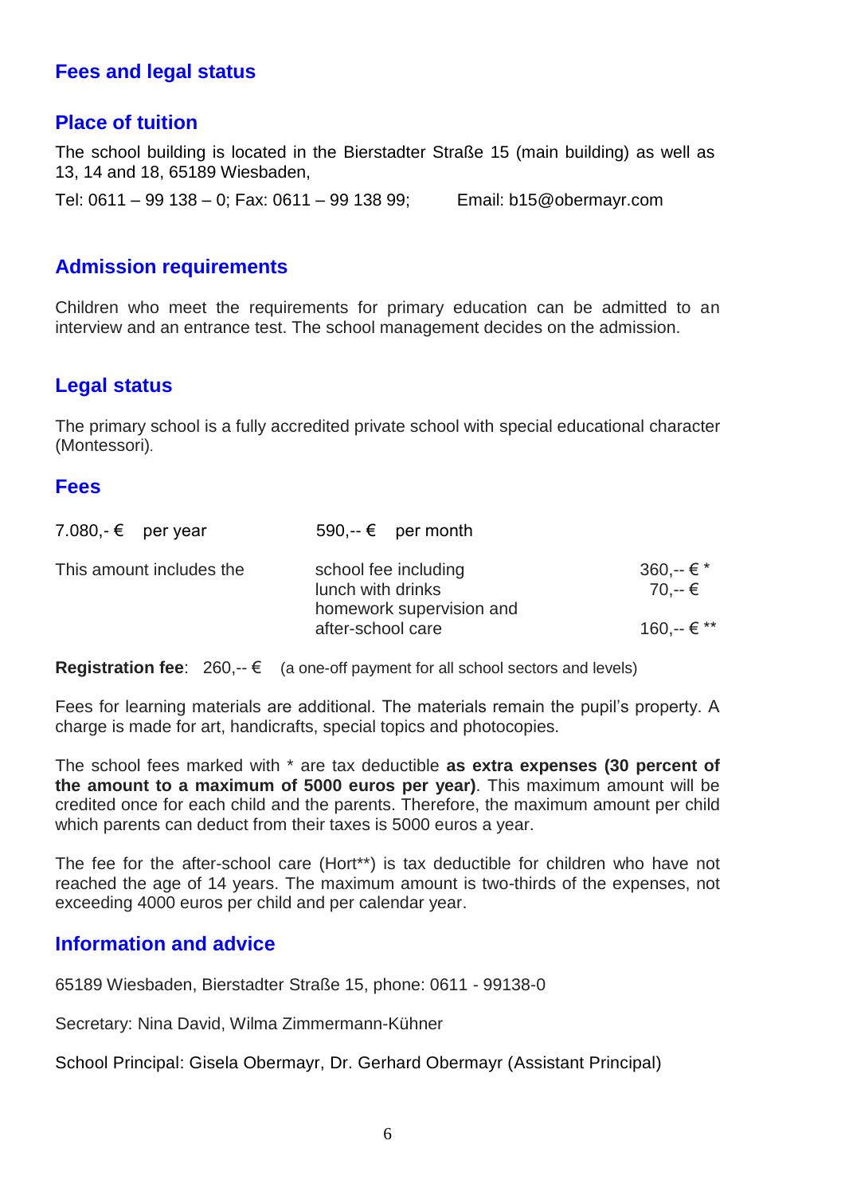## Fees and legal status

### Place of tuition

The school building is located in the Bierstadter Straße 15 (main building) as well as 13, 14 and 18, 65189 Wiesbaden,

Tel: 0611 – 99 138 – 0; Fax: 0611 – 99 138 99; Email: b15@obermayr.com

### Admission requirements

Children who meet the requirements for primary education can be admitted to an interview and an entrance test. The school management decides on the admission.

### Legal status

The primary school is a fully accredited private school with special educational character (Montessori).

### Fees

| | | |
|---|---|---|
| 7.080,- € per year | 590,-- € per month | |
| This amount includes the | school fee including | 360,-- € * |
| | lunch with drinks | 70,-- € |
| | homework supervision and after-school care | 160,-- € ** |

**Registration fee**: 260,-- € (a one-off payment for all school sectors and levels)

Fees for learning materials are additional. The materials remain the pupil's property. A charge is made for art, handicrafts, special topics and photocopies.

The school fees marked with * are tax deductible **as extra expenses (30 percent of the amount to a maximum of 5000 euros per year)**. This maximum amount will be credited once for each child and the parents. Therefore, the maximum amount per child which parents can deduct from their taxes is 5000 euros a year.

The fee for the after-school care (Hort**) is tax deductible for children who have not reached the age of 14 years. The maximum amount is two-thirds of the expenses, not exceeding 4000 euros per child and per calendar year.

### Information and advice

65189 Wiesbaden, Bierstadter Straße 15, phone: 0611 - 99138-0

Secretary: Nina David, Wilma Zimmermann-Kühner

School Principal: Gisela Obermayr, Dr. Gerhard Obermayr (Assistant Principal)